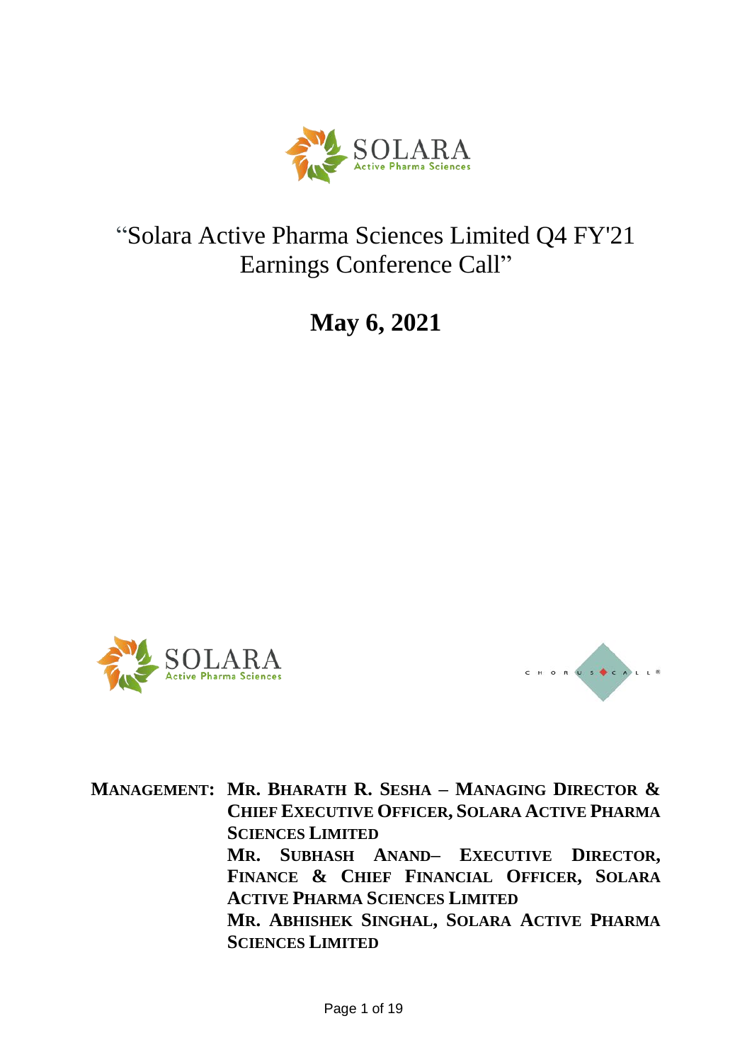# "Solara Active Pharma Sciences Limited Q4 FY'21 Earnings Conference Call"

## May 6, 2021

**MANAGEMENT:** **MR. BHARATH R. SESHA – MANAGING DIRECTOR & CHIEF EXECUTIVE OFFICER, SOLARA ACTIVE PHARMA SCIENCES LIMITED**

**MR. SUBHASH ANAND– EXECUTIVE DIRECTOR, FINANCE & CHIEF FINANCIAL OFFICER, SOLARA ACTIVE PHARMA SCIENCES LIMITED**

**MR. ABHISHEK SINGHAL, SOLARA ACTIVE PHARMA SCIENCES LIMITED**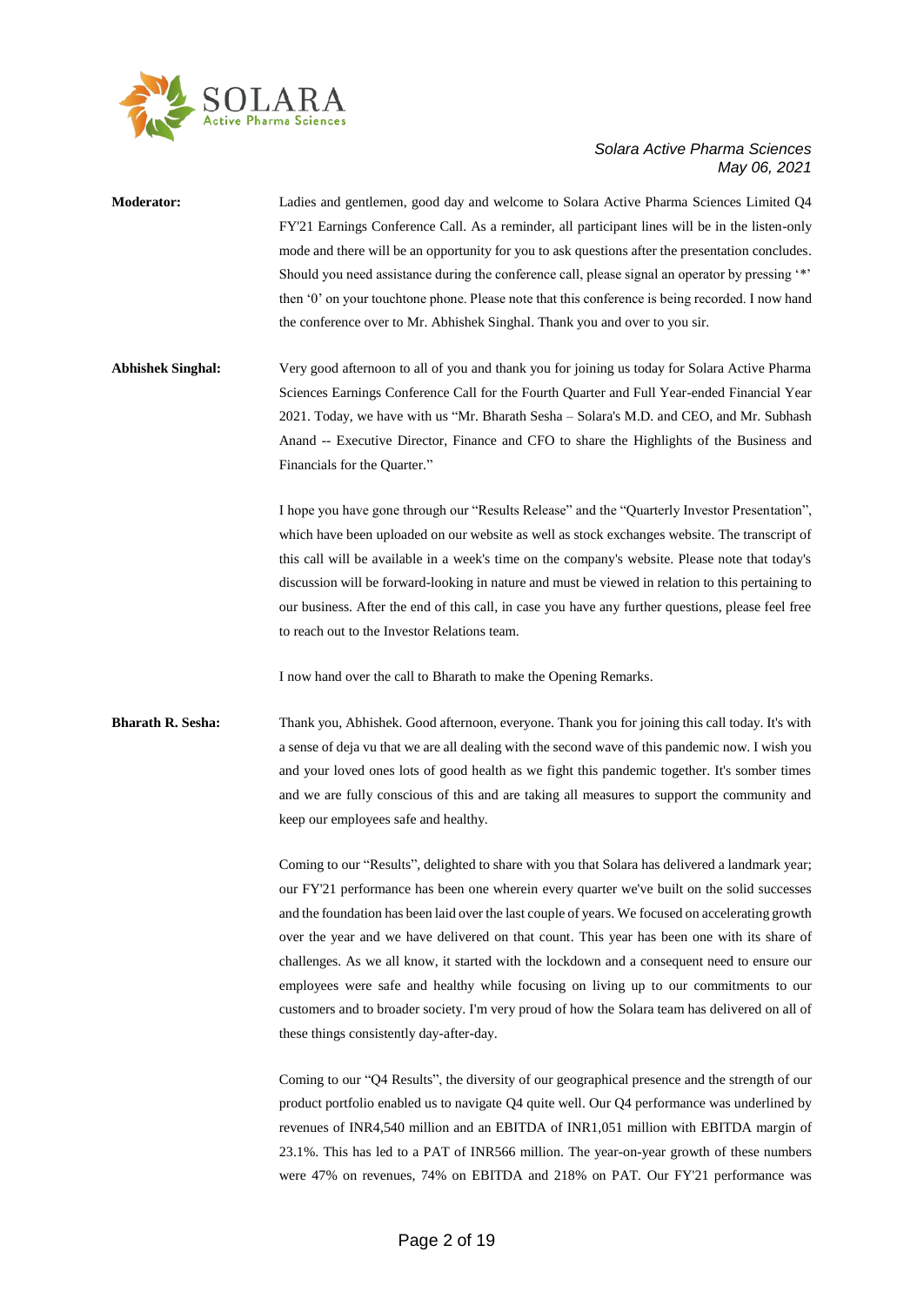**Moderator:** Ladies and gentlemen, good day and welcome to Solara Active Pharma Sciences Limited Q4 FY'21 Earnings Conference Call. As a reminder, all participant lines will be in the listen-only mode and there will be an opportunity for you to ask questions after the presentation concludes. Should you need assistance during the conference call, please signal an operator by pressing '*' then '0' on your touchtone phone. Please note that this conference is being recorded. I now hand the conference over to Mr. Abhishek Singhal. Thank you and over to you sir.

**Abhishek Singhal:** Very good afternoon to all of you and thank you for joining us today for Solara Active Pharma Sciences Earnings Conference Call for the Fourth Quarter and Full Year-ended Financial Year 2021. Today, we have with us "Mr. Bharath Sesha – Solara's M.D. and CEO, and Mr. Subhash Anand -- Executive Director, Finance and CFO to share the Highlights of the Business and Financials for the Quarter."

I hope you have gone through our "Results Release" and the "Quarterly Investor Presentation", which have been uploaded on our website as well as stock exchanges website. The transcript of this call will be available in a week's time on the company's website. Please note that today's discussion will be forward-looking in nature and must be viewed in relation to this pertaining to our business. After the end of this call, in case you have any further questions, please feel free to reach out to the Investor Relations team.

I now hand over the call to Bharath to make the Opening Remarks.

**Bharath R. Sesha:** Thank you, Abhishek. Good afternoon, everyone. Thank you for joining this call today. It's with a sense of deja vu that we are all dealing with the second wave of this pandemic now. I wish you and your loved ones lots of good health as we fight this pandemic together. It's somber times and we are fully conscious of this and are taking all measures to support the community and keep our employees safe and healthy.

Coming to our "Results", delighted to share with you that Solara has delivered a landmark year; our FY'21 performance has been one wherein every quarter we've built on the solid successes and the foundation has been laid over the last couple of years. We focused on accelerating growth over the year and we have delivered on that count. This year has been one with its share of challenges. As we all know, it started with the lockdown and a consequent need to ensure our employees were safe and healthy while focusing on living up to our commitments to our customers and to broader society. I'm very proud of how the Solara team has delivered on all of these things consistently day-after-day.

Coming to our "Q4 Results", the diversity of our geographical presence and the strength of our product portfolio enabled us to navigate Q4 quite well. Our Q4 performance was underlined by revenues of INR4,540 million and an EBITDA of INR1,051 million with EBITDA margin of 23.1%. This has led to a PAT of INR566 million. The year-on-year growth of these numbers were 47% on revenues, 74% on EBITDA and 218% on PAT. Our FY'21 performance was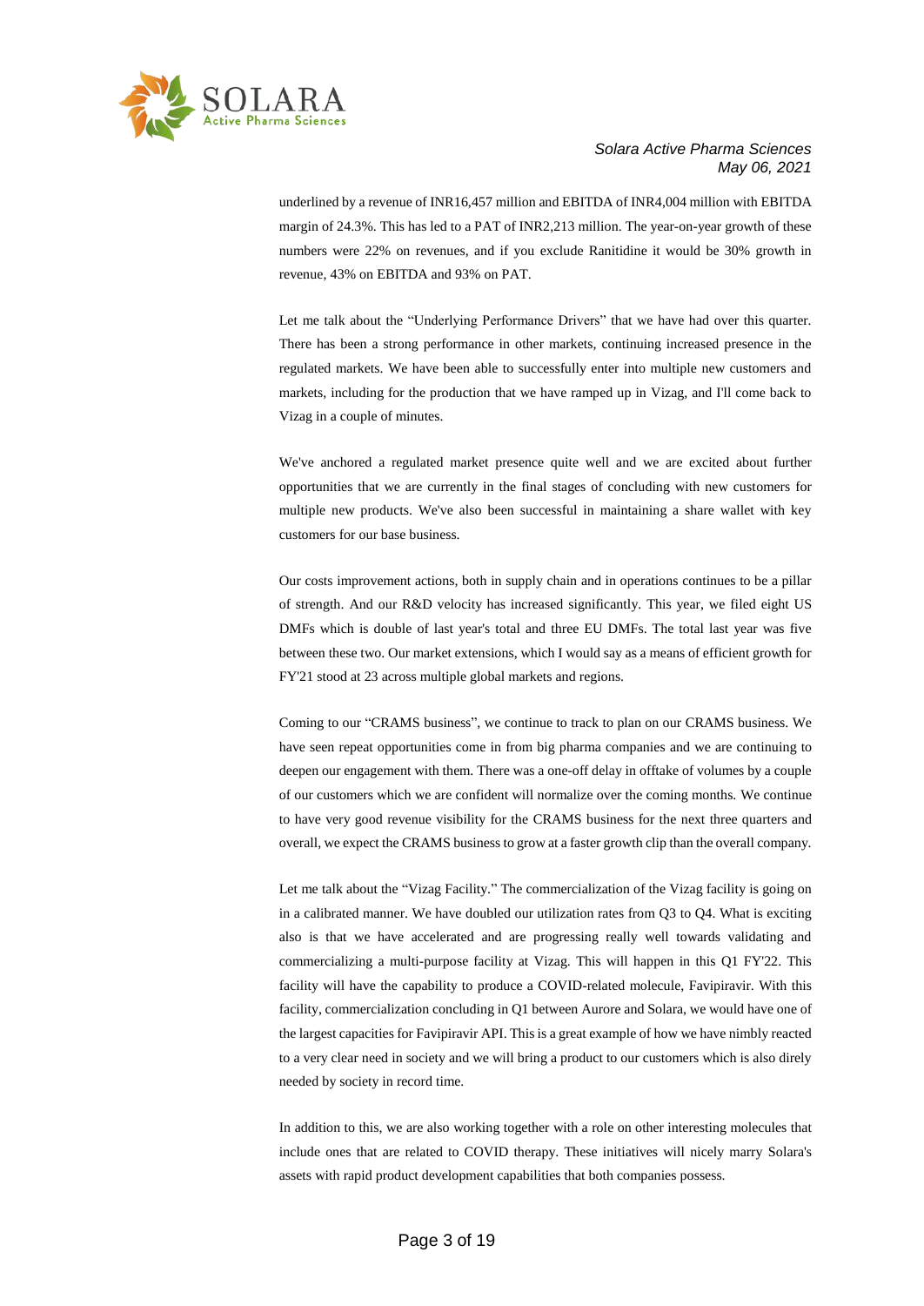underlined by a revenue of INR16,457 million and EBITDA of INR4,004 million with EBITDA margin of 24.3%. This has led to a PAT of INR2,213 million. The year-on-year growth of these numbers were 22% on revenues, and if you exclude Ranitidine it would be 30% growth in revenue, 43% on EBITDA and 93% on PAT.

Let me talk about the "Underlying Performance Drivers" that we have had over this quarter. There has been a strong performance in other markets, continuing increased presence in the regulated markets. We have been able to successfully enter into multiple new customers and markets, including for the production that we have ramped up in Vizag, and I'll come back to Vizag in a couple of minutes.

We've anchored a regulated market presence quite well and we are excited about further opportunities that we are currently in the final stages of concluding with new customers for multiple new products. We've also been successful in maintaining a share wallet with key customers for our base business.

Our costs improvement actions, both in supply chain and in operations continues to be a pillar of strength. And our R&D velocity has increased significantly. This year, we filed eight US DMFs which is double of last year's total and three EU DMFs. The total last year was five between these two. Our market extensions, which I would say as a means of efficient growth for FY'21 stood at 23 across multiple global markets and regions.

Coming to our "CRAMS business", we continue to track to plan on our CRAMS business. We have seen repeat opportunities come in from big pharma companies and we are continuing to deepen our engagement with them. There was a one-off delay in offtake of volumes by a couple of our customers which we are confident will normalize over the coming months. We continue to have very good revenue visibility for the CRAMS business for the next three quarters and overall, we expect the CRAMS business to grow at a faster growth clip than the overall company.

Let me talk about the "Vizag Facility." The commercialization of the Vizag facility is going on in a calibrated manner. We have doubled our utilization rates from Q3 to Q4. What is exciting also is that we have accelerated and are progressing really well towards validating and commercializing a multi-purpose facility at Vizag. This will happen in this Q1 FY'22. This facility will have the capability to produce a COVID-related molecule, Favipiravir. With this facility, commercialization concluding in Q1 between Aurore and Solara, we would have one of the largest capacities for Favipiravir API. This is a great example of how we have nimbly reacted to a very clear need in society and we will bring a product to our customers which is also direly needed by society in record time.

In addition to this, we are also working together with a role on other interesting molecules that include ones that are related to COVID therapy. These initiatives will nicely marry Solara's assets with rapid product development capabilities that both companies possess.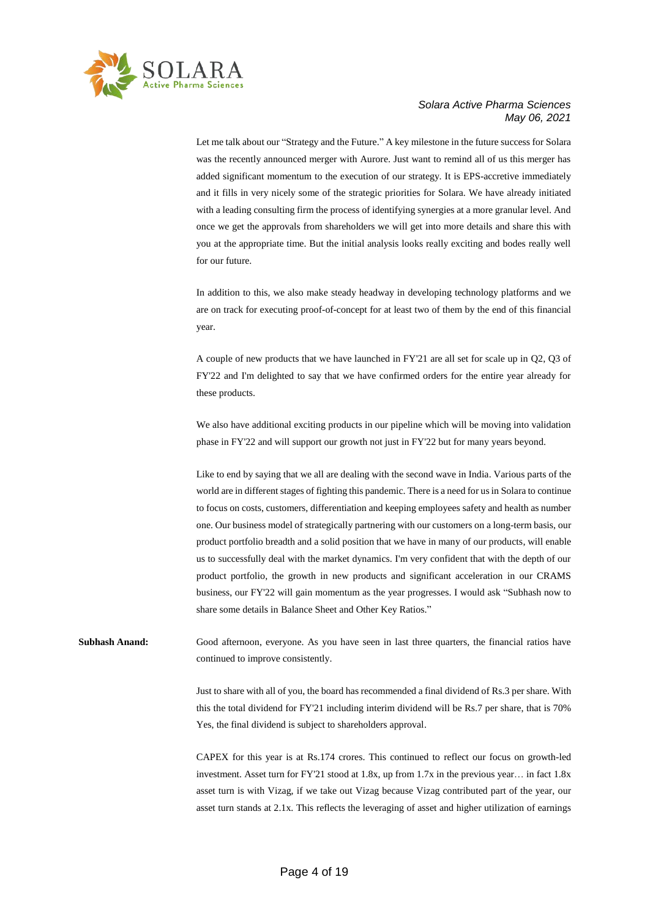Let me talk about our "Strategy and the Future." A key milestone in the future success for Solara was the recently announced merger with Aurore. Just want to remind all of us this merger has added significant momentum to the execution of our strategy. It is EPS-accretive immediately and it fills in very nicely some of the strategic priorities for Solara. We have already initiated with a leading consulting firm the process of identifying synergies at a more granular level. And once we get the approvals from shareholders we will get into more details and share this with you at the appropriate time. But the initial analysis looks really exciting and bodes really well for our future.

In addition to this, we also make steady headway in developing technology platforms and we are on track for executing proof-of-concept for at least two of them by the end of this financial year.

A couple of new products that we have launched in FY'21 are all set for scale up in Q2, Q3 of FY'22 and I'm delighted to say that we have confirmed orders for the entire year already for these products.

We also have additional exciting products in our pipeline which will be moving into validation phase in FY'22 and will support our growth not just in FY'22 but for many years beyond.

Like to end by saying that we all are dealing with the second wave in India. Various parts of the world are in different stages of fighting this pandemic. There is a need for us in Solara to continue to focus on costs, customers, differentiation and keeping employees safety and health as number one. Our business model of strategically partnering with our customers on a long-term basis, our product portfolio breadth and a solid position that we have in many of our products, will enable us to successfully deal with the market dynamics. I'm very confident that with the depth of our product portfolio, the growth in new products and significant acceleration in our CRAMS business, our FY'22 will gain momentum as the year progresses. I would ask "Subhash now to share some details in Balance Sheet and Other Key Ratios."

**Subhash Anand:** Good afternoon, everyone. As you have seen in last three quarters, the financial ratios have continued to improve consistently.

Just to share with all of you, the board has recommended a final dividend of Rs.3 per share. With this the total dividend for FY'21 including interim dividend will be Rs.7 per share, that is 70% Yes, the final dividend is subject to shareholders approval.

CAPEX for this year is at Rs.174 crores. This continued to reflect our focus on growth-led investment. Asset turn for FY'21 stood at 1.8x, up from 1.7x in the previous year… in fact 1.8x asset turn is with Vizag, if we take out Vizag because Vizag contributed part of the year, our asset turn stands at 2.1x. This reflects the leveraging of asset and higher utilization of earnings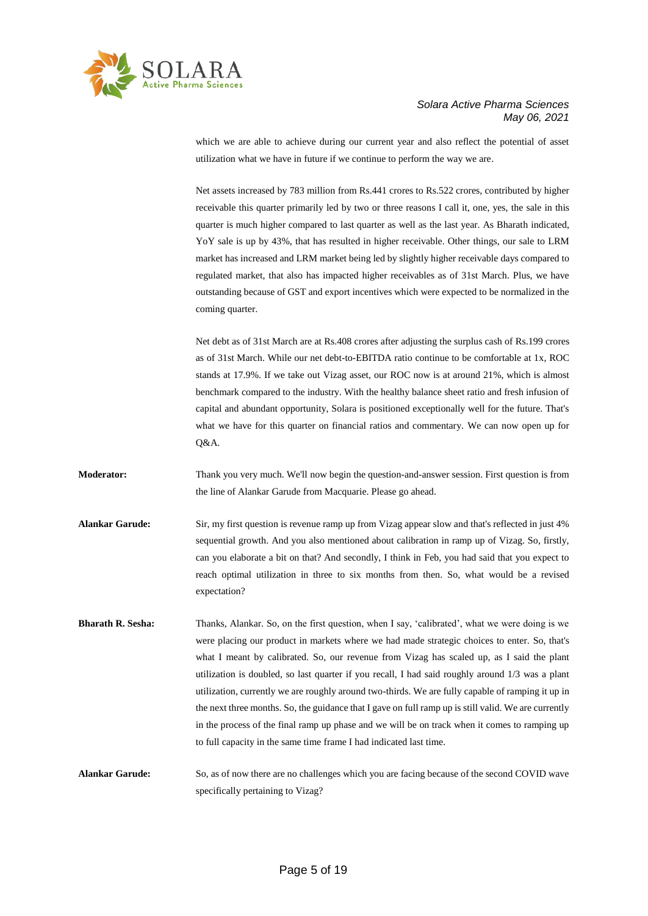which we are able to achieve during our current year and also reflect the potential of asset utilization what we have in future if we continue to perform the way we are.

Net assets increased by 783 million from Rs.441 crores to Rs.522 crores, contributed by higher receivable this quarter primarily led by two or three reasons I call it, one, yes, the sale in this quarter is much higher compared to last quarter as well as the last year. As Bharath indicated, YoY sale is up by 43%, that has resulted in higher receivable. Other things, our sale to LRM market has increased and LRM market being led by slightly higher receivable days compared to regulated market, that also has impacted higher receivables as of 31st March. Plus, we have outstanding because of GST and export incentives which were expected to be normalized in the coming quarter.

Net debt as of 31st March are at Rs.408 crores after adjusting the surplus cash of Rs.199 crores as of 31st March. While our net debt-to-EBITDA ratio continue to be comfortable at 1x, ROC stands at 17.9%. If we take out Vizag asset, our ROC now is at around 21%, which is almost benchmark compared to the industry. With the healthy balance sheet ratio and fresh infusion of capital and abundant opportunity, Solara is positioned exceptionally well for the future. That's what we have for this quarter on financial ratios and commentary. We can now open up for Q&A.

**Moderator:** Thank you very much. We'll now begin the question-and-answer session. First question is from the line of Alankar Garude from Macquarie. Please go ahead.

**Alankar Garude:** Sir, my first question is revenue ramp up from Vizag appear slow and that's reflected in just 4% sequential growth. And you also mentioned about calibration in ramp up of Vizag. So, firstly, can you elaborate a bit on that? And secondly, I think in Feb, you had said that you expect to reach optimal utilization in three to six months from then. So, what would be a revised expectation?

**Bharath R. Sesha:** Thanks, Alankar. So, on the first question, when I say, 'calibrated', what we were doing is we were placing our product in markets where we had made strategic choices to enter. So, that's what I meant by calibrated. So, our revenue from Vizag has scaled up, as I said the plant utilization is doubled, so last quarter if you recall, I had said roughly around 1/3 was a plant utilization, currently we are roughly around two-thirds. We are fully capable of ramping it up in the next three months. So, the guidance that I gave on full ramp up is still valid. We are currently in the process of the final ramp up phase and we will be on track when it comes to ramping up to full capacity in the same time frame I had indicated last time.

**Alankar Garude:** So, as of now there are no challenges which you are facing because of the second COVID wave specifically pertaining to Vizag?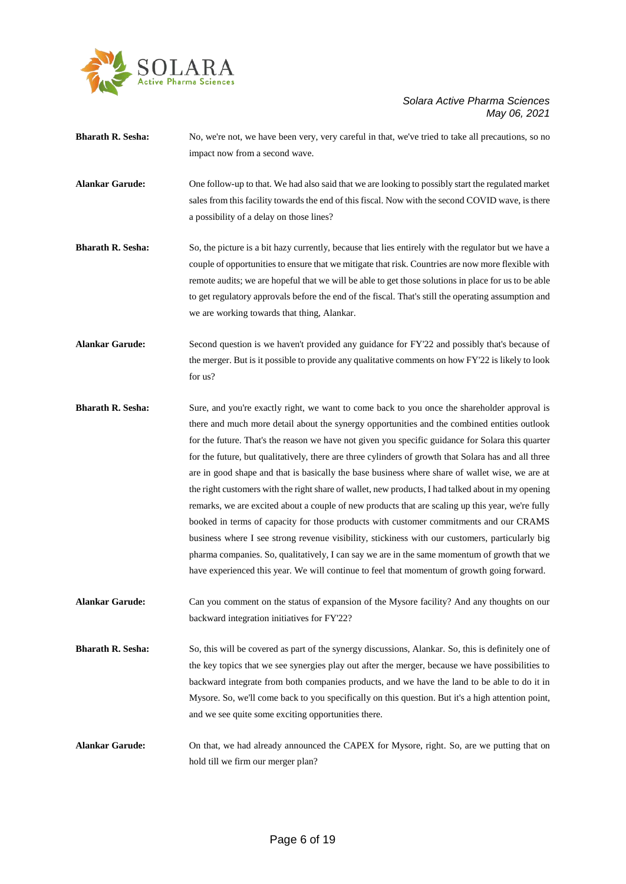**Bharath R. Sesha:** No, we're not, we have been very, very careful in that, we've tried to take all precautions, so no impact now from a second wave.

**Alankar Garude:** One follow-up to that. We had also said that we are looking to possibly start the regulated market sales from this facility towards the end of this fiscal. Now with the second COVID wave, is there a possibility of a delay on those lines?

**Bharath R. Sesha:** So, the picture is a bit hazy currently, because that lies entirely with the regulator but we have a couple of opportunities to ensure that we mitigate that risk. Countries are now more flexible with remote audits; we are hopeful that we will be able to get those solutions in place for us to be able to get regulatory approvals before the end of the fiscal. That's still the operating assumption and we are working towards that thing, Alankar.

**Alankar Garude:** Second question is we haven't provided any guidance for FY'22 and possibly that's because of the merger. But is it possible to provide any qualitative comments on how FY'22 is likely to look for us?

**Bharath R. Sesha:** Sure, and you're exactly right, we want to come back to you once the shareholder approval is there and much more detail about the synergy opportunities and the combined entities outlook for the future. That's the reason we have not given you specific guidance for Solara this quarter for the future, but qualitatively, there are three cylinders of growth that Solara has and all three are in good shape and that is basically the base business where share of wallet wise, we are at the right customers with the right share of wallet, new products, I had talked about in my opening remarks, we are excited about a couple of new products that are scaling up this year, we're fully booked in terms of capacity for those products with customer commitments and our CRAMS business where I see strong revenue visibility, stickiness with our customers, particularly big pharma companies. So, qualitatively, I can say we are in the same momentum of growth that we have experienced this year. We will continue to feel that momentum of growth going forward.

**Alankar Garude:** Can you comment on the status of expansion of the Mysore facility? And any thoughts on our backward integration initiatives for FY'22?

**Bharath R. Sesha:** So, this will be covered as part of the synergy discussions, Alankar. So, this is definitely one of the key topics that we see synergies play out after the merger, because we have possibilities to backward integrate from both companies products, and we have the land to be able to do it in Mysore. So, we'll come back to you specifically on this question. But it's a high attention point, and we see quite some exciting opportunities there.

**Alankar Garude:** On that, we had already announced the CAPEX for Mysore, right. So, are we putting that on hold till we firm our merger plan?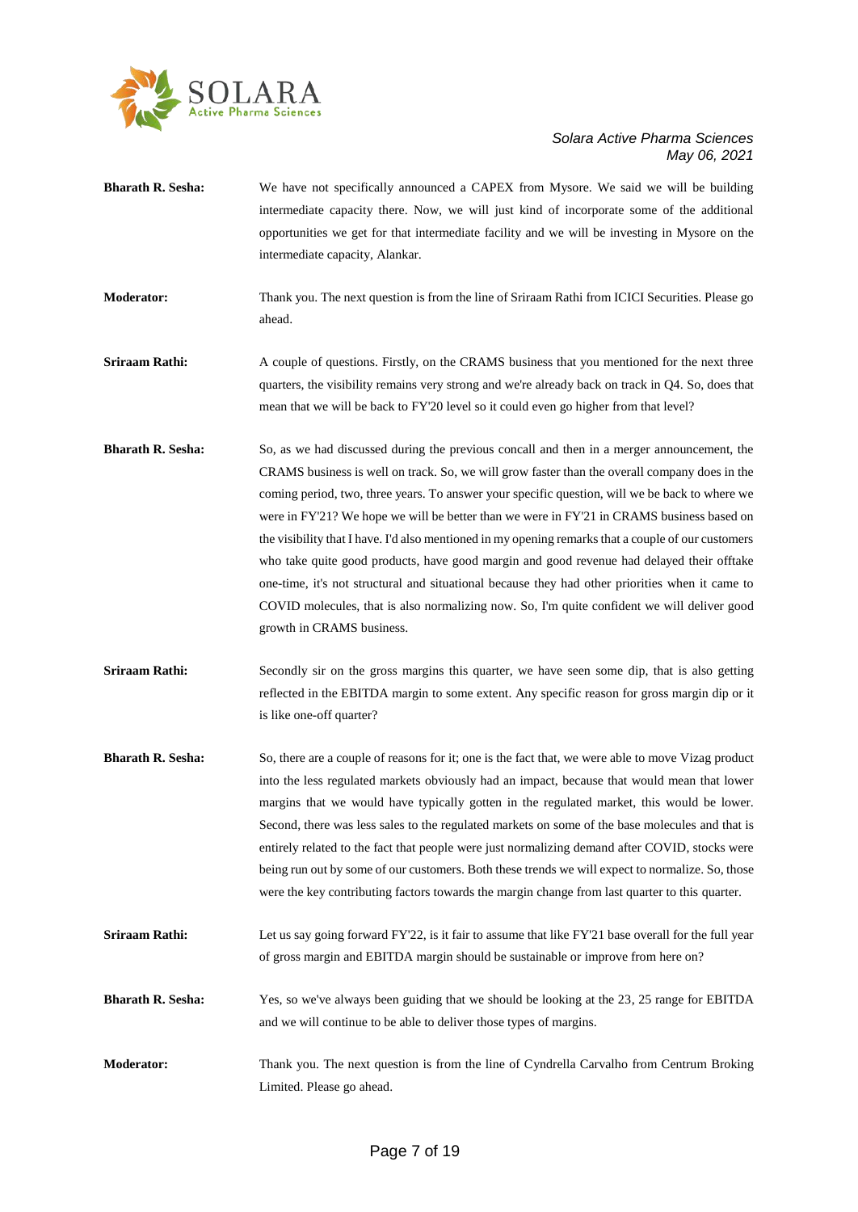**Bharath R. Sesha:** We have not specifically announced a CAPEX from Mysore. We said we will be building intermediate capacity there. Now, we will just kind of incorporate some of the additional opportunities we get for that intermediate facility and we will be investing in Mysore on the intermediate capacity, Alankar.

**Moderator:** Thank you. The next question is from the line of Sriraam Rathi from ICICI Securities. Please go ahead.

**Sriraam Rathi:** A couple of questions. Firstly, on the CRAMS business that you mentioned for the next three quarters, the visibility remains very strong and we're already back on track in Q4. So, does that mean that we will be back to FY'20 level so it could even go higher from that level?

**Bharath R. Sesha:** So, as we had discussed during the previous concall and then in a merger announcement, the CRAMS business is well on track. So, we will grow faster than the overall company does in the coming period, two, three years. To answer your specific question, will we be back to where we were in FY'21? We hope we will be better than we were in FY'21 in CRAMS business based on the visibility that I have. I'd also mentioned in my opening remarks that a couple of our customers who take quite good products, have good margin and good revenue had delayed their offtake one-time, it's not structural and situational because they had other priorities when it came to COVID molecules, that is also normalizing now. So, I'm quite confident we will deliver good growth in CRAMS business.

**Sriraam Rathi:** Secondly sir on the gross margins this quarter, we have seen some dip, that is also getting reflected in the EBITDA margin to some extent. Any specific reason for gross margin dip or it is like one-off quarter?

**Bharath R. Sesha:** So, there are a couple of reasons for it; one is the fact that, we were able to move Vizag product into the less regulated markets obviously had an impact, because that would mean that lower margins that we would have typically gotten in the regulated market, this would be lower. Second, there was less sales to the regulated markets on some of the base molecules and that is entirely related to the fact that people were just normalizing demand after COVID, stocks were being run out by some of our customers. Both these trends we will expect to normalize. So, those were the key contributing factors towards the margin change from last quarter to this quarter.

**Sriraam Rathi:** Let us say going forward FY'22, is it fair to assume that like FY'21 base overall for the full year of gross margin and EBITDA margin should be sustainable or improve from here on?

**Bharath R. Sesha:** Yes, so we've always been guiding that we should be looking at the 23, 25 range for EBITDA and we will continue to be able to deliver those types of margins.

**Moderator:** Thank you. The next question is from the line of Cyndrella Carvalho from Centrum Broking Limited. Please go ahead.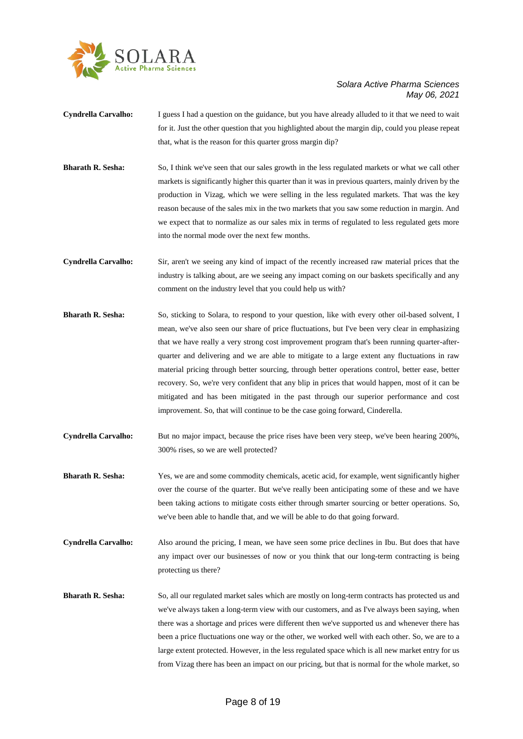**Cyndrella Carvalho:** I guess I had a question on the guidance, but you have already alluded to it that we need to wait for it. Just the other question that you highlighted about the margin dip, could you please repeat that, what is the reason for this quarter gross margin dip?

**Bharath R. Sesha:** So, I think we've seen that our sales growth in the less regulated markets or what we call other markets is significantly higher this quarter than it was in previous quarters, mainly driven by the production in Vizag, which we were selling in the less regulated markets. That was the key reason because of the sales mix in the two markets that you saw some reduction in margin. And we expect that to normalize as our sales mix in terms of regulated to less regulated gets more into the normal mode over the next few months.

**Cyndrella Carvalho:** Sir, aren't we seeing any kind of impact of the recently increased raw material prices that the industry is talking about, are we seeing any impact coming on our baskets specifically and any comment on the industry level that you could help us with?

**Bharath R. Sesha:** So, sticking to Solara, to respond to your question, like with every other oil-based solvent, I mean, we've also seen our share of price fluctuations, but I've been very clear in emphasizing that we have really a very strong cost improvement program that's been running quarter-after-quarter and delivering and we are able to mitigate to a large extent any fluctuations in raw material pricing through better sourcing, through better operations control, better ease, better recovery. So, we're very confident that any blip in prices that would happen, most of it can be mitigated and has been mitigated in the past through our superior performance and cost improvement. So, that will continue to be the case going forward, Cinderella.

**Cyndrella Carvalho:** But no major impact, because the price rises have been very steep, we've been hearing 200%, 300% rises, so we are well protected?

**Bharath R. Sesha:** Yes, we are and some commodity chemicals, acetic acid, for example, went significantly higher over the course of the quarter. But we've really been anticipating some of these and we have been taking actions to mitigate costs either through smarter sourcing or better operations. So, we've been able to handle that, and we will be able to do that going forward.

**Cyndrella Carvalho:** Also around the pricing, I mean, we have seen some price declines in Ibu. But does that have any impact over our businesses of now or you think that our long-term contracting is being protecting us there?

**Bharath R. Sesha:** So, all our regulated market sales which are mostly on long-term contracts has protected us and we've always taken a long-term view with our customers, and as I've always been saying, when there was a shortage and prices were different then we've supported us and whenever there has been a price fluctuations one way or the other, we worked well with each other. So, we are to a large extent protected. However, in the less regulated space which is all new market entry for us from Vizag there has been an impact on our pricing, but that is normal for the whole market, so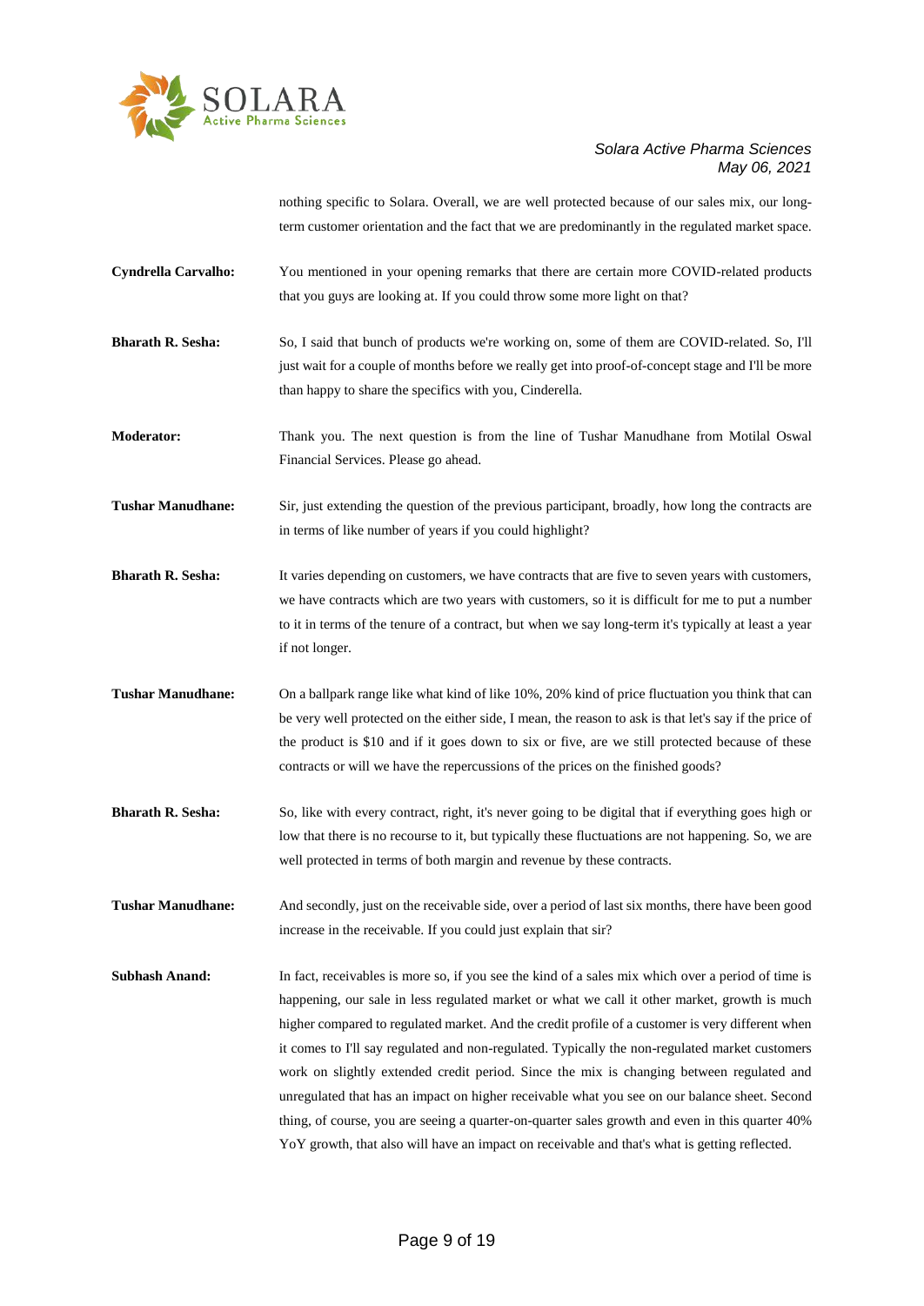nothing specific to Solara. Overall, we are well protected because of our sales mix, our long-term customer orientation and the fact that we are predominantly in the regulated market space.

**Cyndrella Carvalho:** You mentioned in your opening remarks that there are certain more COVID-related products that you guys are looking at. If you could throw some more light on that?

**Bharath R. Sesha:** So, I said that bunch of products we're working on, some of them are COVID-related. So, I'll just wait for a couple of months before we really get into proof-of-concept stage and I'll be more than happy to share the specifics with you, Cinderella.

**Moderator:** Thank you. The next question is from the line of Tushar Manudhane from Motilal Oswal Financial Services. Please go ahead.

**Tushar Manudhane:** Sir, just extending the question of the previous participant, broadly, how long the contracts are in terms of like number of years if you could highlight?

**Bharath R. Sesha:** It varies depending on customers, we have contracts that are five to seven years with customers, we have contracts which are two years with customers, so it is difficult for me to put a number to it in terms of the tenure of a contract, but when we say long-term it's typically at least a year if not longer.

**Tushar Manudhane:** On a ballpark range like what kind of like 10%, 20% kind of price fluctuation you think that can be very well protected on the either side, I mean, the reason to ask is that let's say if the price of the product is $10 and if it goes down to six or five, are we still protected because of these contracts or will we have the repercussions of the prices on the finished goods?

**Bharath R. Sesha:** So, like with every contract, right, it's never going to be digital that if everything goes high or low that there is no recourse to it, but typically these fluctuations are not happening. So, we are well protected in terms of both margin and revenue by these contracts.

**Tushar Manudhane:** And secondly, just on the receivable side, over a period of last six months, there have been good increase in the receivable. If you could just explain that sir?

**Subhash Anand:** In fact, receivables is more so, if you see the kind of a sales mix which over a period of time is happening, our sale in less regulated market or what we call it other market, growth is much higher compared to regulated market. And the credit profile of a customer is very different when it comes to I'll say regulated and non-regulated. Typically the non-regulated market customers work on slightly extended credit period. Since the mix is changing between regulated and unregulated that has an impact on higher receivable what you see on our balance sheet. Second thing, of course, you are seeing a quarter-on-quarter sales growth and even in this quarter 40% YoY growth, that also will have an impact on receivable and that's what is getting reflected.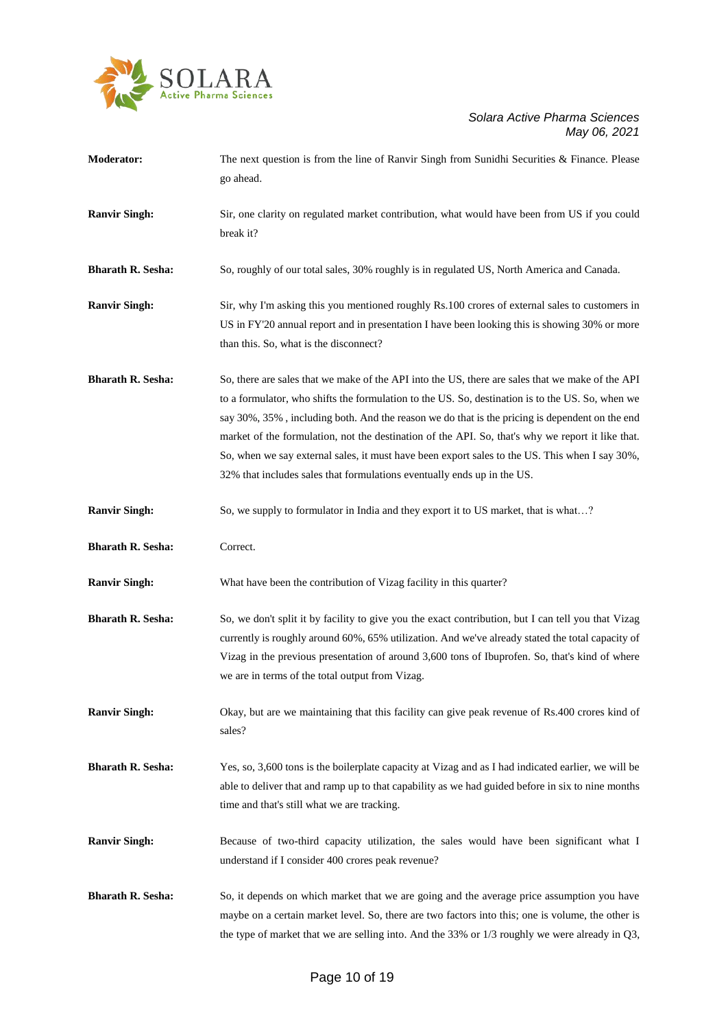**Moderator:** The next question is from the line of Ranvir Singh from Sunidhi Securities & Finance. Please go ahead.

**Ranvir Singh:** Sir, one clarity on regulated market contribution, what would have been from US if you could break it?

**Bharath R. Sesha:** So, roughly of our total sales, 30% roughly is in regulated US, North America and Canada.

**Ranvir Singh:** Sir, why I'm asking this you mentioned roughly Rs.100 crores of external sales to customers in US in FY'20 annual report and in presentation I have been looking this is showing 30% or more than this. So, what is the disconnect?

**Bharath R. Sesha:** So, there are sales that we make of the API into the US, there are sales that we make of the API to a formulator, who shifts the formulation to the US. So, destination is to the US. So, when we say 30%, 35% , including both. And the reason we do that is the pricing is dependent on the end market of the formulation, not the destination of the API. So, that's why we report it like that. So, when we say external sales, it must have been export sales to the US. This when I say 30%, 32% that includes sales that formulations eventually ends up in the US.

**Ranvir Singh:** So, we supply to formulator in India and they export it to US market, that is what…?

**Bharath R. Sesha:** Correct.

**Ranvir Singh:** What have been the contribution of Vizag facility in this quarter?

**Bharath R. Sesha:** So, we don't split it by facility to give you the exact contribution, but I can tell you that Vizag currently is roughly around 60%, 65% utilization. And we've already stated the total capacity of Vizag in the previous presentation of around 3,600 tons of Ibuprofen. So, that's kind of where we are in terms of the total output from Vizag.

**Ranvir Singh:** Okay, but are we maintaining that this facility can give peak revenue of Rs.400 crores kind of sales?

**Bharath R. Sesha:** Yes, so, 3,600 tons is the boilerplate capacity at Vizag and as I had indicated earlier, we will be able to deliver that and ramp up to that capability as we had guided before in six to nine months time and that's still what we are tracking.

**Ranvir Singh:** Because of two-third capacity utilization, the sales would have been significant what I understand if I consider 400 crores peak revenue?

**Bharath R. Sesha:** So, it depends on which market that we are going and the average price assumption you have maybe on a certain market level. So, there are two factors into this; one is volume, the other is the type of market that we are selling into. And the 33% or 1/3 roughly we were already in Q3,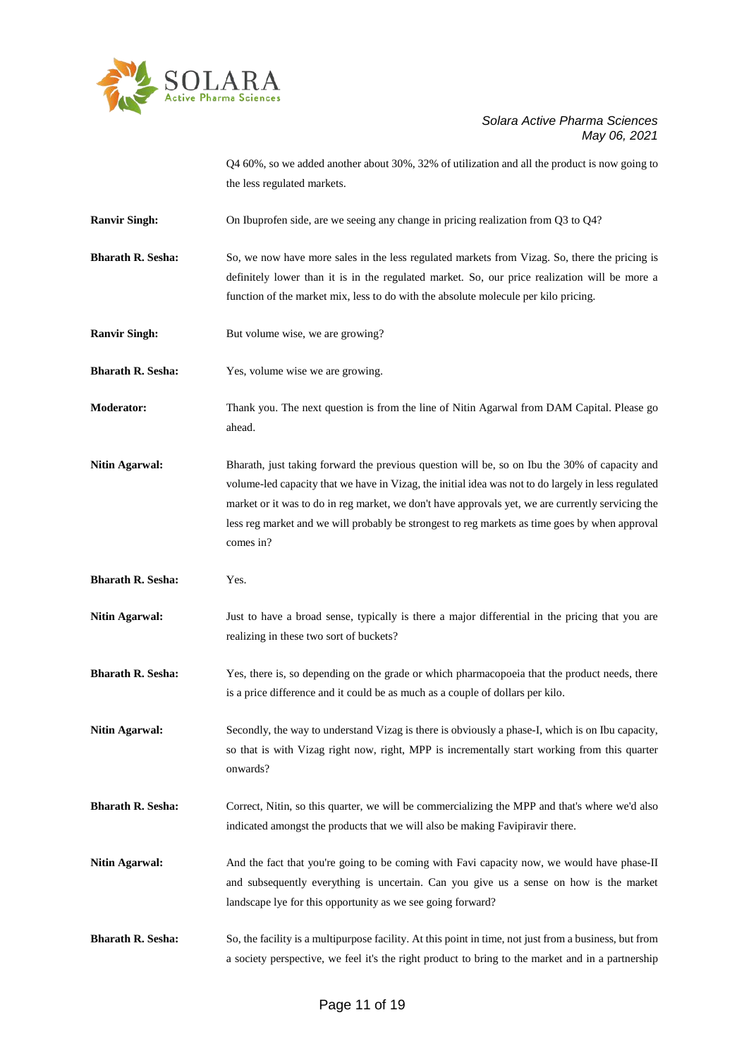Q4 60%, so we added another about 30%, 32% of utilization and all the product is now going to the less regulated markets.

**Ranvir Singh:** On Ibuprofen side, are we seeing any change in pricing realization from Q3 to Q4?

**Bharath R. Sesha:** So, we now have more sales in the less regulated markets from Vizag. So, there the pricing is definitely lower than it is in the regulated market. So, our price realization will be more a function of the market mix, less to do with the absolute molecule per kilo pricing.

**Ranvir Singh:** But volume wise, we are growing?

**Bharath R. Sesha:** Yes, volume wise we are growing.

**Moderator:** Thank you. The next question is from the line of Nitin Agarwal from DAM Capital. Please go ahead.

**Nitin Agarwal:** Bharath, just taking forward the previous question will be, so on Ibu the 30% of capacity and volume-led capacity that we have in Vizag, the initial idea was not to do largely in less regulated market or it was to do in reg market, we don't have approvals yet, we are currently servicing the less reg market and we will probably be strongest to reg markets as time goes by when approval comes in?

**Bharath R. Sesha:** Yes.

**Nitin Agarwal:** Just to have a broad sense, typically is there a major differential in the pricing that you are realizing in these two sort of buckets?

**Bharath R. Sesha:** Yes, there is, so depending on the grade or which pharmacopoeia that the product needs, there is a price difference and it could be as much as a couple of dollars per kilo.

**Nitin Agarwal:** Secondly, the way to understand Vizag is there is obviously a phase-I, which is on Ibu capacity, so that is with Vizag right now, right, MPP is incrementally start working from this quarter onwards?

**Bharath R. Sesha:** Correct, Nitin, so this quarter, we will be commercializing the MPP and that's where we'd also indicated amongst the products that we will also be making Favipiravir there.

**Nitin Agarwal:** And the fact that you're going to be coming with Favi capacity now, we would have phase-II and subsequently everything is uncertain. Can you give us a sense on how is the market landscape lye for this opportunity as we see going forward?

**Bharath R. Sesha:** So, the facility is a multipurpose facility. At this point in time, not just from a business, but from a society perspective, we feel it's the right product to bring to the market and in a partnership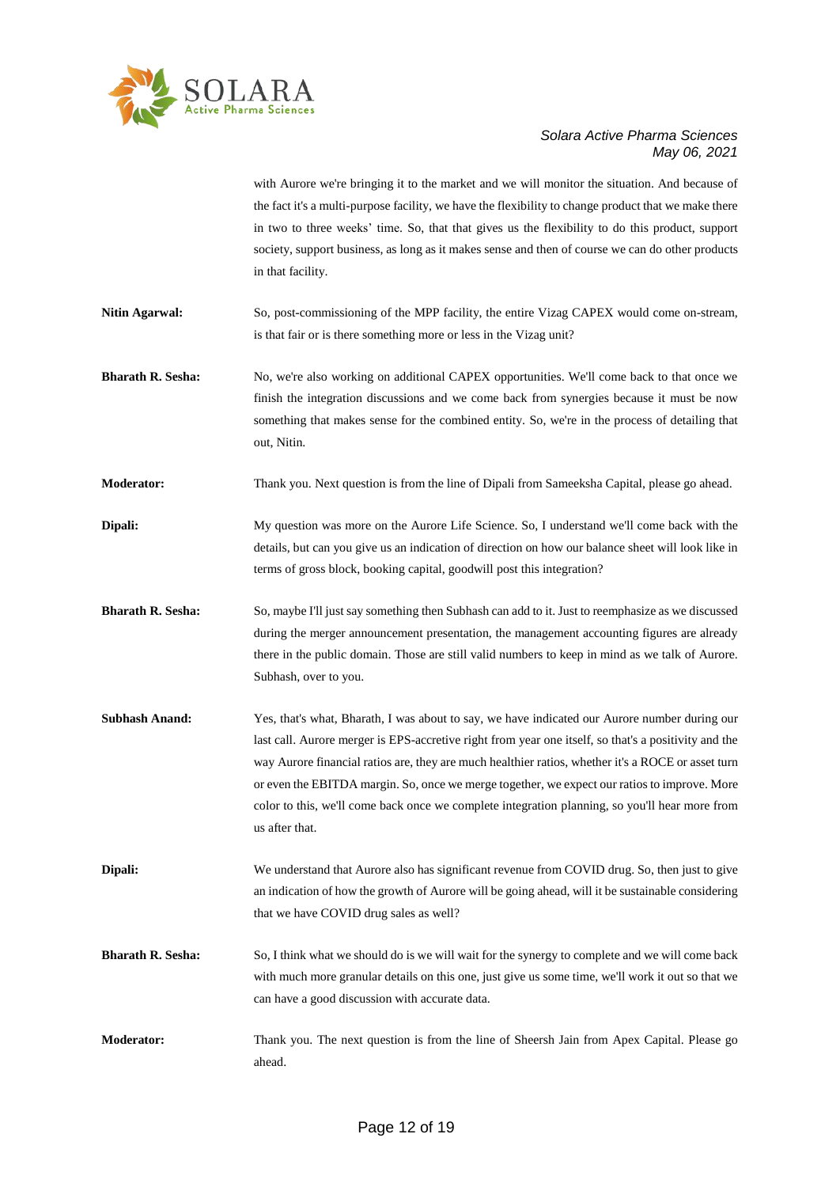with Aurore we're bringing it to the market and we will monitor the situation. And because of the fact it's a multi-purpose facility, we have the flexibility to change product that we make there in two to three weeks' time. So, that that gives us the flexibility to do this product, support society, support business, as long as it makes sense and then of course we can do other products in that facility.

**Nitin Agarwal:** So, post-commissioning of the MPP facility, the entire Vizag CAPEX would come on-stream, is that fair or is there something more or less in the Vizag unit?

**Bharath R. Sesha:** No, we're also working on additional CAPEX opportunities. We'll come back to that once we finish the integration discussions and we come back from synergies because it must be now something that makes sense for the combined entity. So, we're in the process of detailing that out, Nitin.

**Moderator:** Thank you. Next question is from the line of Dipali from Sameeksha Capital, please go ahead.

**Dipali:** My question was more on the Aurore Life Science. So, I understand we'll come back with the details, but can you give us an indication of direction on how our balance sheet will look like in terms of gross block, booking capital, goodwill post this integration?

**Bharath R. Sesha:** So, maybe I'll just say something then Subhash can add to it. Just to reemphasize as we discussed during the merger announcement presentation, the management accounting figures are already there in the public domain. Those are still valid numbers to keep in mind as we talk of Aurore. Subhash, over to you.

**Subhash Anand:** Yes, that's what, Bharath, I was about to say, we have indicated our Aurore number during our last call. Aurore merger is EPS-accretive right from year one itself, so that's a positivity and the way Aurore financial ratios are, they are much healthier ratios, whether it's a ROCE or asset turn or even the EBITDA margin. So, once we merge together, we expect our ratios to improve. More color to this, we'll come back once we complete integration planning, so you'll hear more from us after that.

**Dipali:** We understand that Aurore also has significant revenue from COVID drug. So, then just to give an indication of how the growth of Aurore will be going ahead, will it be sustainable considering that we have COVID drug sales as well?

**Bharath R. Sesha:** So, I think what we should do is we will wait for the synergy to complete and we will come back with much more granular details on this one, just give us some time, we'll work it out so that we can have a good discussion with accurate data.

**Moderator:** Thank you. The next question is from the line of Sheersh Jain from Apex Capital. Please go ahead.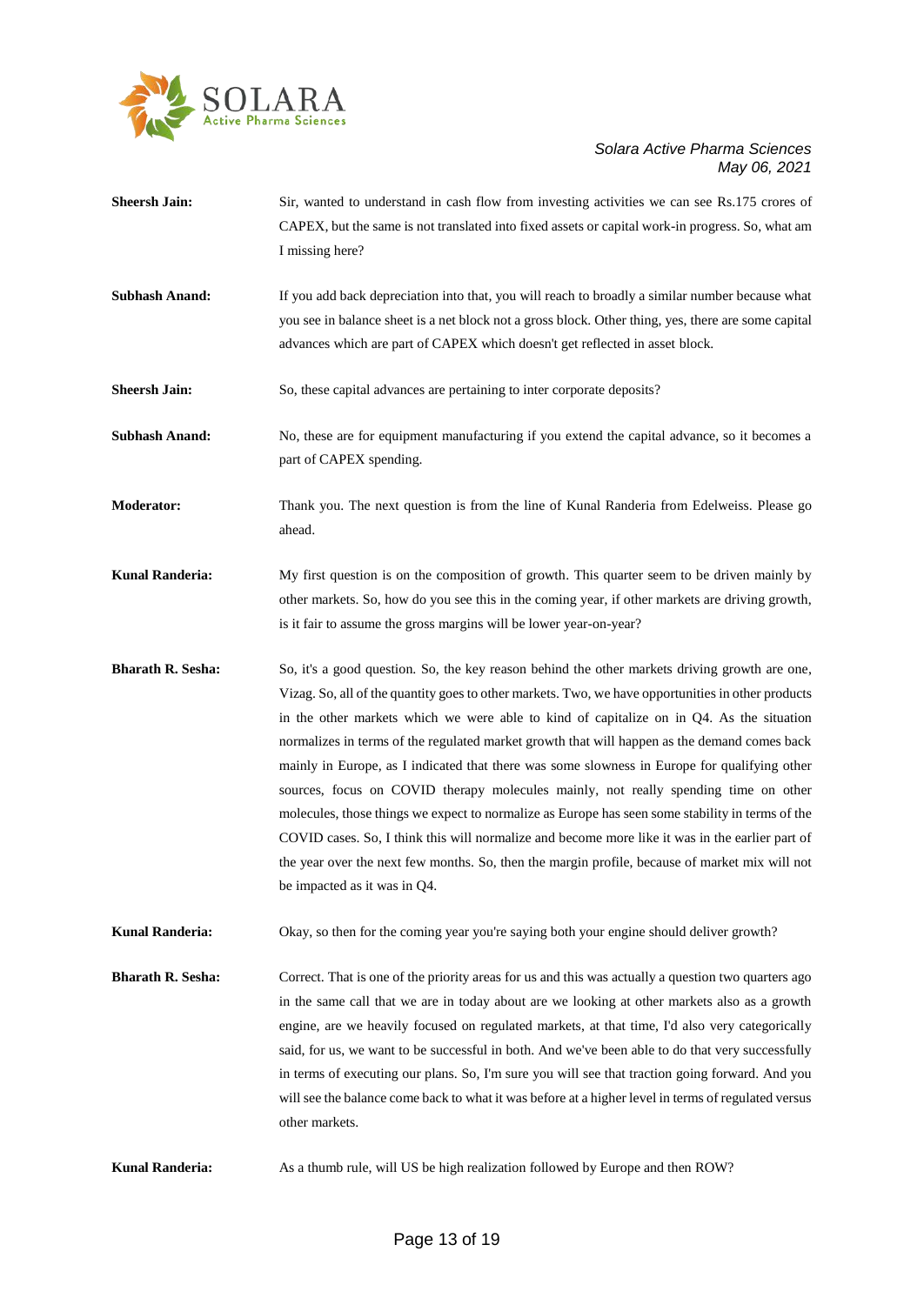**Sheersh Jain:** Sir, wanted to understand in cash flow from investing activities we can see Rs.175 crores of CAPEX, but the same is not translated into fixed assets or capital work-in progress. So, what am I missing here?

**Subhash Anand:** If you add back depreciation into that, you will reach to broadly a similar number because what you see in balance sheet is a net block not a gross block. Other thing, yes, there are some capital advances which are part of CAPEX which doesn't get reflected in asset block.

**Sheersh Jain:** So, these capital advances are pertaining to inter corporate deposits?

**Subhash Anand:** No, these are for equipment manufacturing if you extend the capital advance, so it becomes a part of CAPEX spending.

**Moderator:** Thank you. The next question is from the line of Kunal Randeria from Edelweiss. Please go ahead.

**Kunal Randeria:** My first question is on the composition of growth. This quarter seem to be driven mainly by other markets. So, how do you see this in the coming year, if other markets are driving growth, is it fair to assume the gross margins will be lower year-on-year?

**Bharath R. Sesha:** So, it's a good question. So, the key reason behind the other markets driving growth are one, Vizag. So, all of the quantity goes to other markets. Two, we have opportunities in other products in the other markets which we were able to kind of capitalize on in Q4. As the situation normalizes in terms of the regulated market growth that will happen as the demand comes back mainly in Europe, as I indicated that there was some slowness in Europe for qualifying other sources, focus on COVID therapy molecules mainly, not really spending time on other molecules, those things we expect to normalize as Europe has seen some stability in terms of the COVID cases. So, I think this will normalize and become more like it was in the earlier part of the year over the next few months. So, then the margin profile, because of market mix will not be impacted as it was in Q4.

**Kunal Randeria:** Okay, so then for the coming year you're saying both your engine should deliver growth?

**Bharath R. Sesha:** Correct. That is one of the priority areas for us and this was actually a question two quarters ago in the same call that we are in today about are we looking at other markets also as a growth engine, are we heavily focused on regulated markets, at that time, I'd also very categorically said, for us, we want to be successful in both. And we've been able to do that very successfully in terms of executing our plans. So, I'm sure you will see that traction going forward. And you will see the balance come back to what it was before at a higher level in terms of regulated versus other markets.

**Kunal Randeria:** As a thumb rule, will US be high realization followed by Europe and then ROW?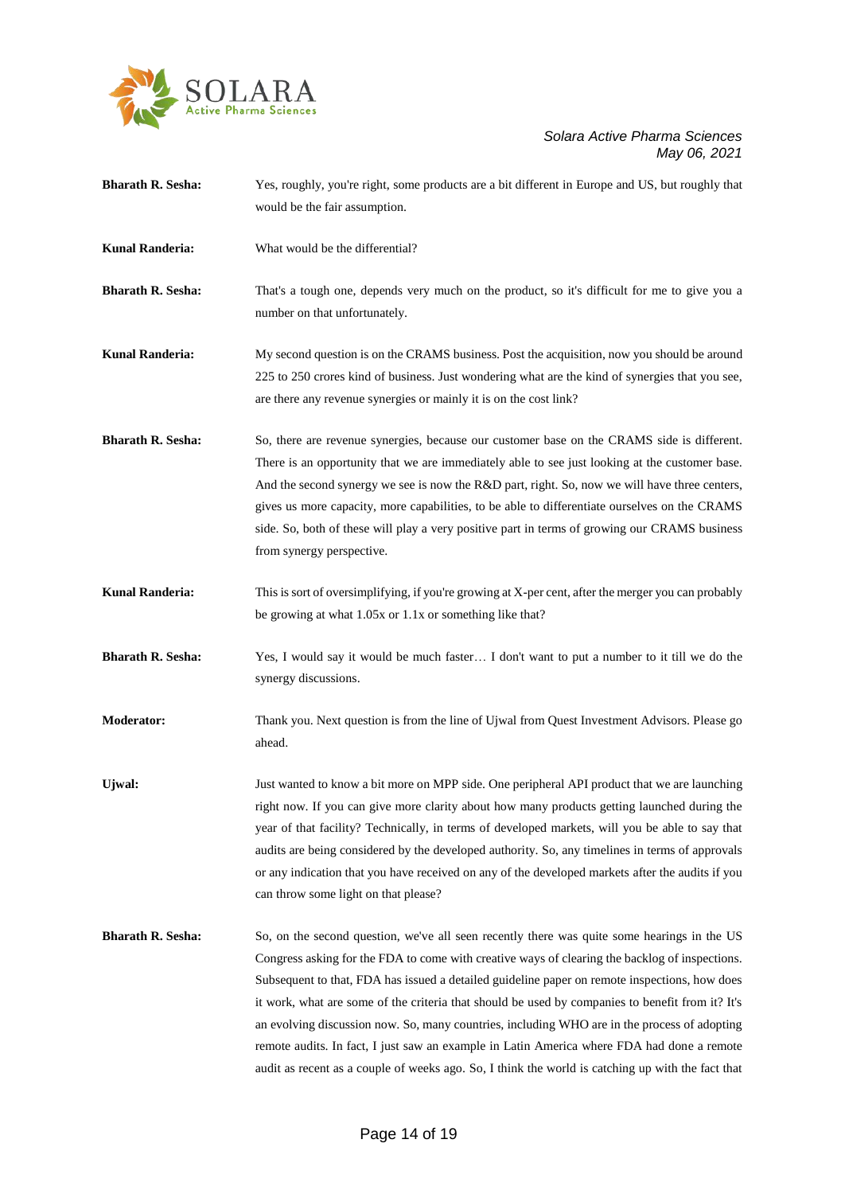**Bharath R. Sesha:** Yes, roughly, you're right, some products are a bit different in Europe and US, but roughly that would be the fair assumption.

**Kunal Randeria:** What would be the differential?

**Bharath R. Sesha:** That's a tough one, depends very much on the product, so it's difficult for me to give you a number on that unfortunately.

**Kunal Randeria:** My second question is on the CRAMS business. Post the acquisition, now you should be around 225 to 250 crores kind of business. Just wondering what are the kind of synergies that you see, are there any revenue synergies or mainly it is on the cost link?

**Bharath R. Sesha:** So, there are revenue synergies, because our customer base on the CRAMS side is different. There is an opportunity that we are immediately able to see just looking at the customer base. And the second synergy we see is now the R&D part, right. So, now we will have three centers, gives us more capacity, more capabilities, to be able to differentiate ourselves on the CRAMS side. So, both of these will play a very positive part in terms of growing our CRAMS business from synergy perspective.

**Kunal Randeria:** This is sort of oversimplifying, if you're growing at X-per cent, after the merger you can probably be growing at what 1.05x or 1.1x or something like that?

**Bharath R. Sesha:** Yes, I would say it would be much faster… I don't want to put a number to it till we do the synergy discussions.

**Moderator:** Thank you. Next question is from the line of Ujwal from Quest Investment Advisors. Please go ahead.

**Ujwal:** Just wanted to know a bit more on MPP side. One peripheral API product that we are launching right now. If you can give more clarity about how many products getting launched during the year of that facility? Technically, in terms of developed markets, will you be able to say that audits are being considered by the developed authority. So, any timelines in terms of approvals or any indication that you have received on any of the developed markets after the audits if you can throw some light on that please?

**Bharath R. Sesha:** So, on the second question, we've all seen recently there was quite some hearings in the US Congress asking for the FDA to come with creative ways of clearing the backlog of inspections. Subsequent to that, FDA has issued a detailed guideline paper on remote inspections, how does it work, what are some of the criteria that should be used by companies to benefit from it? It's an evolving discussion now. So, many countries, including WHO are in the process of adopting remote audits. In fact, I just saw an example in Latin America where FDA had done a remote audit as recent as a couple of weeks ago. So, I think the world is catching up with the fact that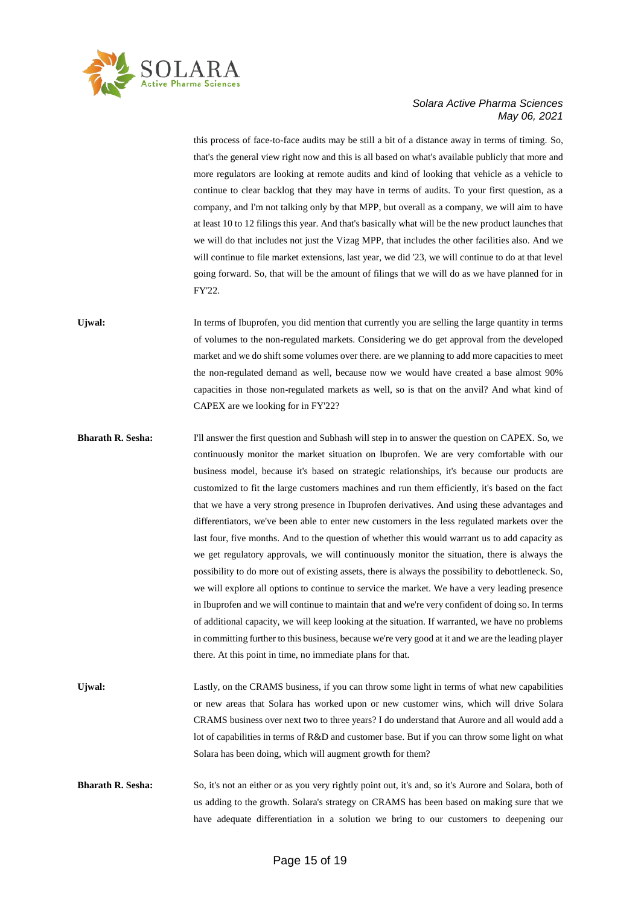this process of face-to-face audits may be still a bit of a distance away in terms of timing. So, that's the general view right now and this is all based on what's available publicly that more and more regulators are looking at remote audits and kind of looking that vehicle as a vehicle to continue to clear backlog that they may have in terms of audits. To your first question, as a company, and I'm not talking only by that MPP, but overall as a company, we will aim to have at least 10 to 12 filings this year. And that's basically what will be the new product launches that we will do that includes not just the Vizag MPP, that includes the other facilities also. And we will continue to file market extensions, last year, we did '23, we will continue to do at that level going forward. So, that will be the amount of filings that we will do as we have planned for in FY'22.

**Ujwal:** In terms of Ibuprofen, you did mention that currently you are selling the large quantity in terms of volumes to the non-regulated markets. Considering we do get approval from the developed market and we do shift some volumes over there. are we planning to add more capacities to meet the non-regulated demand as well, because now we would have created a base almost 90% capacities in those non-regulated markets as well, so is that on the anvil? And what kind of CAPEX are we looking for in FY'22?

**Bharath R. Sesha:** I'll answer the first question and Subhash will step in to answer the question on CAPEX. So, we continuously monitor the market situation on Ibuprofen. We are very comfortable with our business model, because it's based on strategic relationships, it's because our products are customized to fit the large customers machines and run them efficiently, it's based on the fact that we have a very strong presence in Ibuprofen derivatives. And using these advantages and differentiators, we've been able to enter new customers in the less regulated markets over the last four, five months. And to the question of whether this would warrant us to add capacity as we get regulatory approvals, we will continuously monitor the situation, there is always the possibility to do more out of existing assets, there is always the possibility to debottleneck. So, we will explore all options to continue to service the market. We have a very leading presence in Ibuprofen and we will continue to maintain that and we're very confident of doing so. In terms of additional capacity, we will keep looking at the situation. If warranted, we have no problems in committing further to this business, because we're very good at it and we are the leading player there. At this point in time, no immediate plans for that.

**Ujwal:** Lastly, on the CRAMS business, if you can throw some light in terms of what new capabilities or new areas that Solara has worked upon or new customer wins, which will drive Solara CRAMS business over next two to three years? I do understand that Aurore and all would add a lot of capabilities in terms of R&D and customer base. But if you can throw some light on what Solara has been doing, which will augment growth for them?

**Bharath R. Sesha:** So, it's not an either or as you very rightly point out, it's and, so it's Aurore and Solara, both of us adding to the growth. Solara's strategy on CRAMS has been based on making sure that we have adequate differentiation in a solution we bring to our customers to deepening our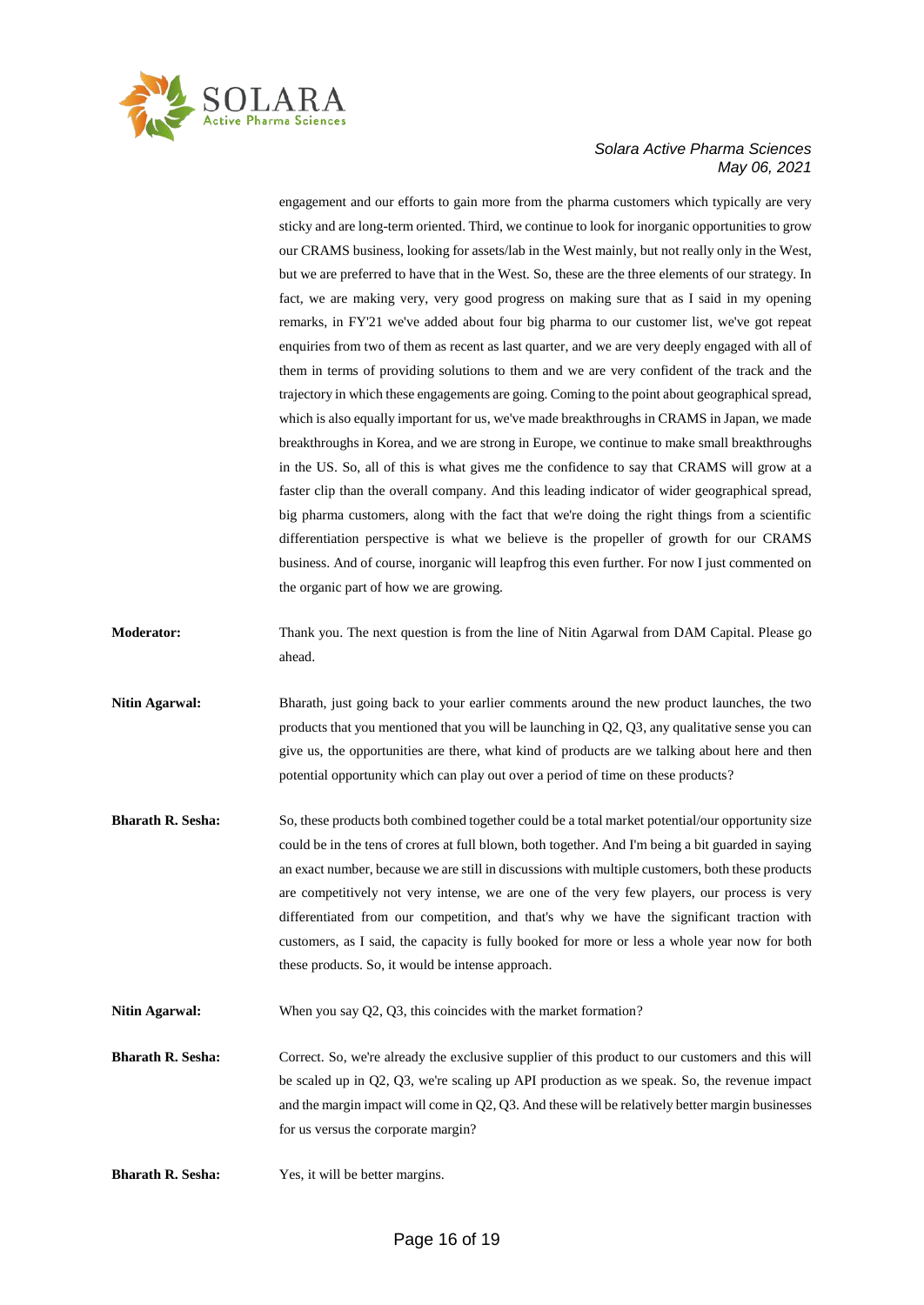engagement and our efforts to gain more from the pharma customers which typically are very sticky and are long-term oriented. Third, we continue to look for inorganic opportunities to grow our CRAMS business, looking for assets/lab in the West mainly, but not really only in the West, but we are preferred to have that in the West. So, these are the three elements of our strategy. In fact, we are making very, very good progress on making sure that as I said in my opening remarks, in FY'21 we've added about four big pharma to our customer list, we've got repeat enquiries from two of them as recent as last quarter, and we are very deeply engaged with all of them in terms of providing solutions to them and we are very confident of the track and the trajectory in which these engagements are going. Coming to the point about geographical spread, which is also equally important for us, we've made breakthroughs in CRAMS in Japan, we made breakthroughs in Korea, and we are strong in Europe, we continue to make small breakthroughs in the US. So, all of this is what gives me the confidence to say that CRAMS will grow at a faster clip than the overall company. And this leading indicator of wider geographical spread, big pharma customers, along with the fact that we're doing the right things from a scientific differentiation perspective is what we believe is the propeller of growth for our CRAMS business. And of course, inorganic will leapfrog this even further. For now I just commented on the organic part of how we are growing.

**Moderator:** Thank you. The next question is from the line of Nitin Agarwal from DAM Capital. Please go ahead.

**Nitin Agarwal:** Bharath, just going back to your earlier comments around the new product launches, the two products that you mentioned that you will be launching in Q2, Q3, any qualitative sense you can give us, the opportunities are there, what kind of products are we talking about here and then potential opportunity which can play out over a period of time on these products?

**Bharath R. Sesha:** So, these products both combined together could be a total market potential/our opportunity size could be in the tens of crores at full blown, both together. And I'm being a bit guarded in saying an exact number, because we are still in discussions with multiple customers, both these products are competitively not very intense, we are one of the very few players, our process is very differentiated from our competition, and that's why we have the significant traction with customers, as I said, the capacity is fully booked for more or less a whole year now for both these products. So, it would be intense approach.

**Nitin Agarwal:** When you say Q2, Q3, this coincides with the market formation?

**Bharath R. Sesha:** Correct. So, we're already the exclusive supplier of this product to our customers and this will be scaled up in Q2, Q3, we're scaling up API production as we speak. So, the revenue impact and the margin impact will come in Q2, Q3. And these will be relatively better margin businesses for us versus the corporate margin?

**Bharath R. Sesha:** Yes, it will be better margins.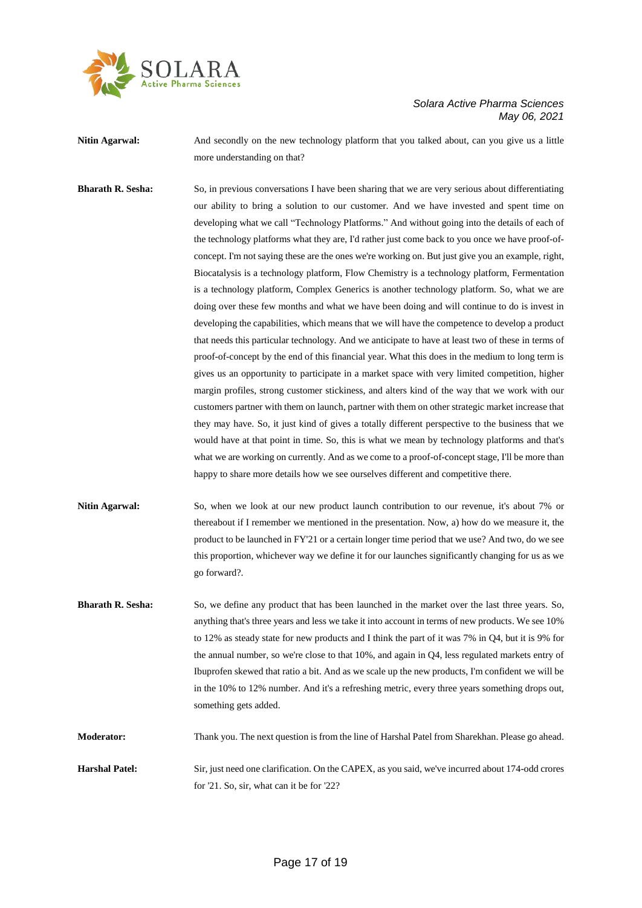**Nitin Agarwal:** And secondly on the new technology platform that you talked about, can you give us a little more understanding on that?

**Bharath R. Sesha:** So, in previous conversations I have been sharing that we are very serious about differentiating our ability to bring a solution to our customer. And we have invested and spent time on developing what we call "Technology Platforms." And without going into the details of each of the technology platforms what they are, I'd rather just come back to you once we have proof-of-concept. I'm not saying these are the ones we're working on. But just give you an example, right, Biocatalysis is a technology platform, Flow Chemistry is a technology platform, Fermentation is a technology platform, Complex Generics is another technology platform. So, what we are doing over these few months and what we have been doing and will continue to do is invest in developing the capabilities, which means that we will have the competence to develop a product that needs this particular technology. And we anticipate to have at least two of these in terms of proof-of-concept by the end of this financial year. What this does in the medium to long term is gives us an opportunity to participate in a market space with very limited competition, higher margin profiles, strong customer stickiness, and alters kind of the way that we work with our customers partner with them on launch, partner with them on other strategic market increase that they may have. So, it just kind of gives a totally different perspective to the business that we would have at that point in time. So, this is what we mean by technology platforms and that's what we are working on currently. And as we come to a proof-of-concept stage, I'll be more than happy to share more details how we see ourselves different and competitive there.

**Nitin Agarwal:** So, when we look at our new product launch contribution to our revenue, it's about 7% or thereabout if I remember we mentioned in the presentation. Now, a) how do we measure it, the product to be launched in FY'21 or a certain longer time period that we use? And two, do we see this proportion, whichever way we define it for our launches significantly changing for us as we go forward?.

**Bharath R. Sesha:** So, we define any product that has been launched in the market over the last three years. So, anything that's three years and less we take it into account in terms of new products. We see 10% to 12% as steady state for new products and I think the part of it was 7% in Q4, but it is 9% for the annual number, so we're close to that 10%, and again in Q4, less regulated markets entry of Ibuprofen skewed that ratio a bit. And as we scale up the new products, I'm confident we will be in the 10% to 12% number. And it's a refreshing metric, every three years something drops out, something gets added.

**Moderator:** Thank you. The next question is from the line of Harshal Patel from Sharekhan. Please go ahead.

**Harshal Patel:** Sir, just need one clarification. On the CAPEX, as you said, we've incurred about 174-odd crores for '21. So, sir, what can it be for '22?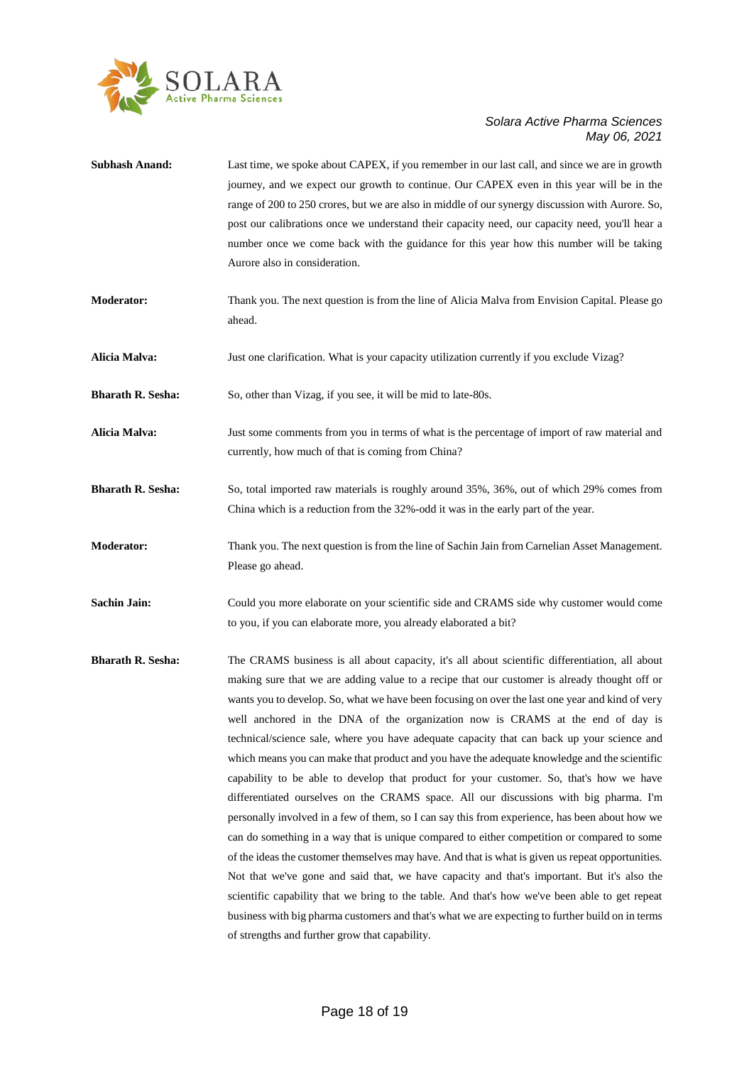**Subhash Anand:** Last time, we spoke about CAPEX, if you remember in our last call, and since we are in growth journey, and we expect our growth to continue. Our CAPEX even in this year will be in the range of 200 to 250 crores, but we are also in middle of our synergy discussion with Aurore. So, post our calibrations once we understand their capacity need, our capacity need, you'll hear a number once we come back with the guidance for this year how this number will be taking Aurore also in consideration.

**Moderator:** Thank you. The next question is from the line of Alicia Malva from Envision Capital. Please go ahead.

**Alicia Malva:** Just one clarification. What is your capacity utilization currently if you exclude Vizag?

**Bharath R. Sesha:** So, other than Vizag, if you see, it will be mid to late-80s.

**Alicia Malva:** Just some comments from you in terms of what is the percentage of import of raw material and currently, how much of that is coming from China?

**Bharath R. Sesha:** So, total imported raw materials is roughly around 35%, 36%, out of which 29% comes from China which is a reduction from the 32%-odd it was in the early part of the year.

**Moderator:** Thank you. The next question is from the line of Sachin Jain from Carnelian Asset Management. Please go ahead.

**Sachin Jain:** Could you more elaborate on your scientific side and CRAMS side why customer would come to you, if you can elaborate more, you already elaborated a bit?

**Bharath R. Sesha:** The CRAMS business is all about capacity, it's all about scientific differentiation, all about making sure that we are adding value to a recipe that our customer is already thought off or wants you to develop. So, what we have been focusing on over the last one year and kind of very well anchored in the DNA of the organization now is CRAMS at the end of day is technical/science sale, where you have adequate capacity that can back up your science and which means you can make that product and you have the adequate knowledge and the scientific capability to be able to develop that product for your customer. So, that's how we have differentiated ourselves on the CRAMS space. All our discussions with big pharma. I'm personally involved in a few of them, so I can say this from experience, has been about how we can do something in a way that is unique compared to either competition or compared to some of the ideas the customer themselves may have. And that is what is given us repeat opportunities. Not that we've gone and said that, we have capacity and that's important. But it's also the scientific capability that we bring to the table. And that's how we've been able to get repeat business with big pharma customers and that's what we are expecting to further build on in terms of strengths and further grow that capability.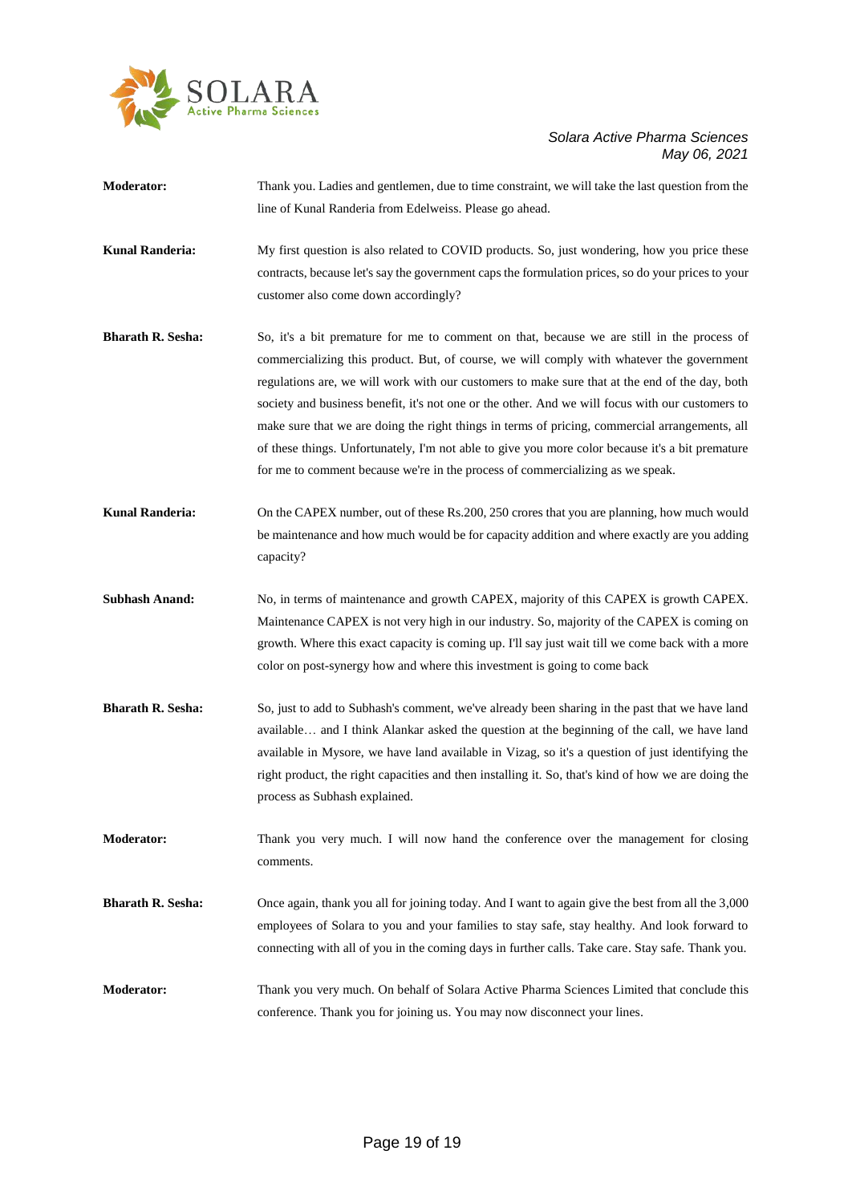**Moderator:** Thank you. Ladies and gentlemen, due to time constraint, we will take the last question from the line of Kunal Randeria from Edelweiss. Please go ahead.

**Kunal Randeria:** My first question is also related to COVID products. So, just wondering, how you price these contracts, because let's say the government caps the formulation prices, so do your prices to your customer also come down accordingly?

**Bharath R. Sesha:** So, it's a bit premature for me to comment on that, because we are still in the process of commercializing this product. But, of course, we will comply with whatever the government regulations are, we will work with our customers to make sure that at the end of the day, both society and business benefit, it's not one or the other. And we will focus with our customers to make sure that we are doing the right things in terms of pricing, commercial arrangements, all of these things. Unfortunately, I'm not able to give you more color because it's a bit premature for me to comment because we're in the process of commercializing as we speak.

**Kunal Randeria:** On the CAPEX number, out of these Rs.200, 250 crores that you are planning, how much would be maintenance and how much would be for capacity addition and where exactly are you adding capacity?

**Subhash Anand:** No, in terms of maintenance and growth CAPEX, majority of this CAPEX is growth CAPEX. Maintenance CAPEX is not very high in our industry. So, majority of the CAPEX is coming on growth. Where this exact capacity is coming up. I'll say just wait till we come back with a more color on post-synergy how and where this investment is going to come back

**Bharath R. Sesha:** So, just to add to Subhash's comment, we've already been sharing in the past that we have land available… and I think Alankar asked the question at the beginning of the call, we have land available in Mysore, we have land available in Vizag, so it's a question of just identifying the right product, the right capacities and then installing it. So, that's kind of how we are doing the process as Subhash explained.

**Moderator:** Thank you very much. I will now hand the conference over the management for closing comments.

**Bharath R. Sesha:** Once again, thank you all for joining today. And I want to again give the best from all the 3,000 employees of Solara to you and your families to stay safe, stay healthy. And look forward to connecting with all of you in the coming days in further calls. Take care. Stay safe. Thank you.

**Moderator:** Thank you very much. On behalf of Solara Active Pharma Sciences Limited that conclude this conference. Thank you for joining us. You may now disconnect your lines.